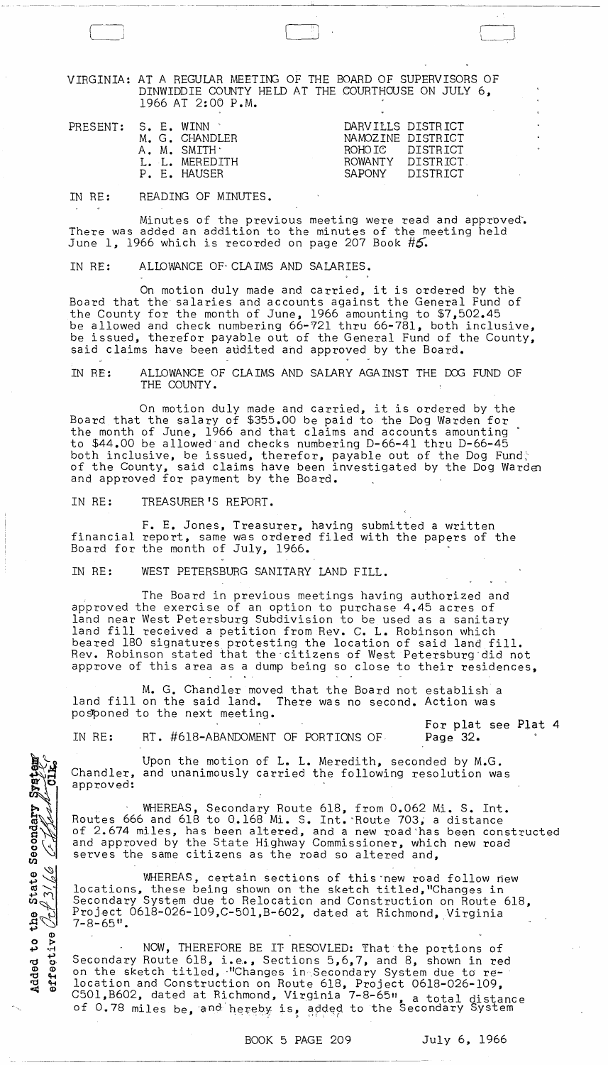VIRGINIA: AT A REGULAR MEETING OF THE BOARD OF SUPERVISORS OF DINWIDDIE COUNTY HELD AT THE COURTHOUSE ON JULY 6, 1966 AT 2:00 P.M.

| PRESENT: | | |
|---|---|---|
| | S. E. WINN | DARVILLS DISTRICT |
| | M. G. CHANDLER | NAMOZINE DISTRICT |
| | A. M. SMITH | ROHOIC DISTRICT |
| | L. L. MEREDITH | ROWANTY DISTRICT |
| | P. E. HAUSER | SAPONY DISTRICT |

IN RE: READING OF MINUTES.

Minutes of the previous meeting were read and approved. There was added an addition to the minutes of the meeting held June 1, 1966 which is recorded on page 207 Book #5.

IN RE: ALLOWANCE OF CLAIMS AND SALARIES.

On motion duly made and carried, it is ordered by the Board that the salaries and accounts against the General Fund of the County for the month of June, 1966 amounting to $7,502.45 be allowed and check numbering 66-721 thru 66-781, both inclusive, be issued, therefor payable out of the General Fund of the County, said claims have been audited and approved by the Board.

IN RE: ALLOWANCE OF CLAIMS AND SALARY AGAINST THE DOG FUND OF THE COUNTY.

On motion duly made and carried, it is ordered by the Board that the salary of $355.00 be paid to the Dog Warden for the month of June, 1966 and that claims and accounts amounting to $44.00 be allowed and checks numbering D-66-41 thru D-66-45 both inclusive, be issued, therefor, payable out of the Dog Fund of the County, said claims have been investigated by the Dog Warden and approved for payment by the Board.

IN RE: TREASURER'S REPORT.

F. E. Jones, Treasurer, having submitted a written financial report, same was ordered filed with the papers of the Board for the month of July, 1966.

IN RE: WEST PETERSBURG SANITARY LAND FILL.

The Board in previous meetings having authorized and approved the exercise of an option to purchase 4.45 acres of land near West Petersburg Subdivision to be used as a sanitary land fill received a petition from Rev. C. L. Robinson which beared 180 signatures protesting the location of said land fill. Rev. Robinson stated that the citizens of West Petersburg did not approve of this area as a dump being so close to their residences.

M. G. Chandler moved that the Board not establish a land fill on the said land. There was no second. Action was posponed to the next meeting.

For plat see Plat 4 Page 32.

IN RE: RT. #618-ABANDOMENT OF PORTIONS OF

Added to the State Secondary System effective Oct 31, 66 [signature] Clk.

Upon the motion of L. L. Meredith, seconded by M.G. Chandler, and unanimously carried the following resolution was approved:

WHEREAS, Secondary Route 618, from 0.062 Mi. S. Int. Routes 666 and 618 to 0.168 Mi. S. Int. Route 703, a distance of 2.674 miles, has been altered, and a new road has been constructed and approved by the State Highway Commissioner, which new road serves the same citizens as the road so altered and,

WHEREAS, certain sections of this new road follow new locations, these being shown on the sketch titled,"Changes in Secondary System due to Relocation and Construction on Route 618, Project 0618-026-109,C-501,B-602, dated at Richmond, Virginia 7-8-65".

NOW, THEREFORE BE IT RESOVLED: That the portions of Secondary Route 618, i.e., Sections 5,6,7, and 8, shown in red on the sketch titled, "Changes in Secondary System due to relocation and Construction on Route 618, Project 0618-026-109, C501,B602, dated at Richmond, Virginia 7-8-65", a total distance of 0.78 miles be, and hereby is, added to the Secondary System

BOOK 5 PAGE 209 July 6, 1966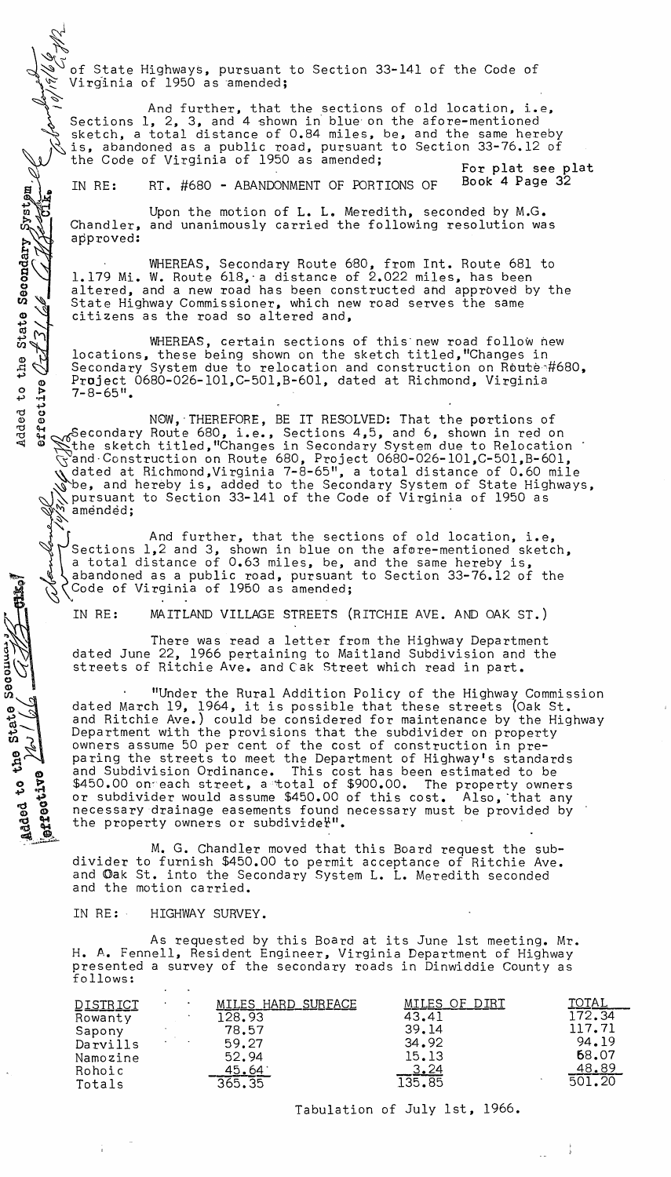of State Highways, pursuant to Section 33-141 of the Code of Virginia of 1950 as amended;

And further, that the sections of old location, i.e, Sections 1, 2, 3, and 4 shown in blue on the afore-mentioned sketch, a total distance of 0.84 miles, be, and the same hereby is, abandoned as a public road, pursuant to Section 33-76.12 of the Code of Virginia of 1950 as amended;

For plat see plat Book 4 Page 32

IN RE: RT. #680 - ABANDONMENT OF PORTIONS OF

Upon the motion of L. L. Meredith, seconded by M.G. Chandler, and unanimously carried the following resolution was approved:

WHEREAS, Secondary Route 680, from Int. Route 681 to 1.179 Mi. W. Route 618, a distance of 2.022 miles, has been altered, and a new road has been constructed and approved by the State Highway Commissioner, which new road serves the same citizens as the road so altered and,

WHEREAS, certain sections of this new road follow new locations, these being shown on the sketch titled,"Changes in Secondary System due to relocation and construction on Route #680, Project 0680-026-101,C-501,B-601, dated at Richmond, Virginia 7-8-65".

NOW, THEREFORE, BE IT RESOLVED: That the portions of Secondary Route 680, i.e., Sections 4,5, and 6, shown in red on the sketch titled,"Changes in Secondary System due to Relocation and Construction on Route 680, Project 0680-026-101,C-501,B-601, dated at Richmond,Virginia 7-8-65", a total distance of 0.60 mile be, and hereby is, added to the Secondary System of State Highways, pursuant to Section 33-141 of the Code of Virginia of 1950 as amended;

And further, that the sections of old location, i.e, Sections 1,2 and 3, shown in blue on the afore-mentioned sketch, a total distance of 0.63 miles, be, and the same hereby is, abandoned as a public road, pursuant to Section 33-76.12 of the Code of Virginia of 1950 as amended;

IN RE: MAITLAND VILLAGE STREETS (RITCHIE AVE. AND OAK ST.)

There was read a letter from the Highway Department dated June 22, 1966 pertaining to Maitland Subdivision and the streets of Ritchie Ave. and Oak Street which read in part.

"Under the Rural Addition Policy of the Highway Commission dated March 19, 1964, it is possible that these streets (Oak St. and Ritchie Ave.) could be considered for maintenance by the Highway Department with the provisions that the subdivider on property owners assume 50 per cent of the cost of construction in preparing the streets to meet the Department of Highway's standards and Subdivision Ordinance. This cost has been estimated to be $450.00 on each street, a total of $900.00. The property owners or subdivider would assume $450.00 of this cost. Also, that any necessary drainage easements found necessary must be provided by the property owners or subdivider".

M. G. Chandler moved that this Board request the subdivider to furnish $450.00 to permit acceptance of Ritchie Ave. and Oak St. into the Secondary System L. L. Meredith seconded and the motion carried.

IN RE: HIGHWAY SURVEY.

As requested by this Board at its June 1st meeting. Mr. H. A. Fennell, Resident Engineer, Virginia Department of Highway presented a survey of the secondary roads in Dinwiddie County as follows:

| DISTRICT | MILES HARD SURFACE | MILES OF DIRT | TOTAL |
|---|---|---|---|
| Rowanty | 128.93 | 43.41 | 172.34 |
| Sapony | 78.57 | 39.14 | 117.71 |
| Darvills | 59.27 | 34.92 | 94.19 |
| Namozine | 52.94 | 15.13 | 68.07 |
| Rohoic | 45.64 | 3.24 | 48.89 |
| Totals | 365.35 | 135.85 | 501.20 |

Tabulation of July 1st, 1966.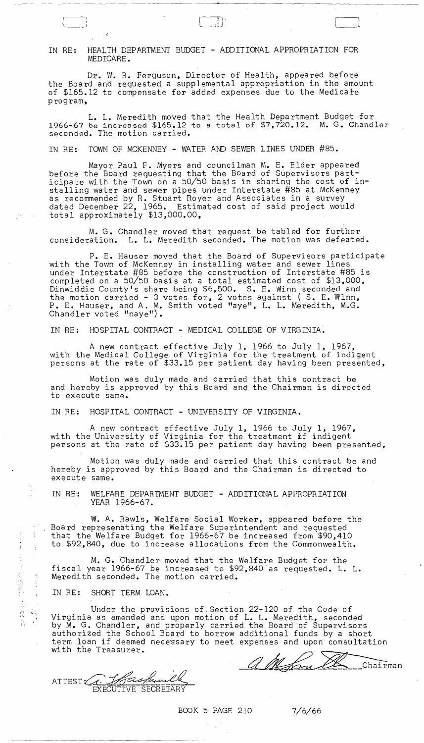IN RE: HEALTH DEPARTMENT BUDGET - ADDITIONAL APPROPRIATION FOR MEDICARE.

Dr. W. R. Ferguson, Director of Health, appeared before the Board and requested a supplemental appropriation in the amount of $165.12 to compensate for added expenses due to the Medicare program,

L. L. Meredith moved that the Health Department Budget for 1966-67 be increased $165.12 to a total of $7,720.12. M. G. Chandler seconded. The motion carried.

IN RE: TOWN OF MCKENNEY - WATER AND SEWER LINES UNDER #85.

Mayor Paul F. Myers and councilman M. E. Elder appeared before the Board requesting that the Board of Supervisors participate with the Town on a 50/50 basis in sharing the cost of installing water and sewer pipes under Interstate #85 at McKenney as recommended by R. Stuart Royer and Associates in a survey dated December 22, 1965. Estimated cost of said project would total approximately $13,000.00,

M. G. Chandler moved that request be tabled for further consideration. L. L. Meredith seconded. The motion was defeated.

P. E. Hauser moved that the Board of Supervisors participate with the Town of McKenney in installing water and sewer lines under Interstate #85 before the construction of Interstate #85 is completed on a 50/50 basis at a total estimated cost of $13,000, Dinwiddie County's share being $6,500. S. E. Winn seconded and the motion carried - 3 votes for, 2 votes against ( S. E. Winn, P. E. Hauser, and A. M. Smith voted "aye", L. L. Meredith, M.G. Chandler voted "naye").

IN RE: HOSPITAL CONTRACT - MEDICAL COLLEGE OF VIRGINIA.

A new contract effective July 1, 1966 to July 1, 1967, with the Medical College of Virginia for the treatment of indigent persons at the rate of $33.15 per patient day having been presented,

Motion was duly made and carried that this contract be and hereby is approved by this Board and the Chairman is directed to execute same.

IN RE: HOSPITAL CONTRACT - UNIVERSITY OF VIRGINIA.

A new contract effective July 1, 1966 to July 1, 1967, with the University of Virginia for the treatment of indigent persons at the rate of $33.15 per patient day having been presented,

Motion was duly made and carried that this contract be and hereby is approved by this Board and the Chairman is directed to execute same.

IN RE: WELFARE DEPARTMENT BUDGET - ADDITIONAL APPROPRIATION YEAR 1966-67.

W. A. Rawls, Welfare Social Worker, appeared before the Board representing the Welfare Superintendent and requested that the Welfare Budget for 1966-67 be increased from $90,410 to $92,840, due to increase allocations from the Commonwealth.

M. G. Chandler moved that the Welfare Budget for the fiscal year 1966-67 be increased to $92,840 as requested. L. L. Meredith seconded. The motion carried.

IN RE: SHORT TERM LOAN.

Under the provisions of Section 22-120 of the Code of Virginia as amended and upon motion of L. L. Meredith, seconded by M. G. Chandler, and properly carried the Board of Supervisors authorized the School Board to borrow additional funds by a short term loan if deemed necessary to meet expenses and upon consultation with the Treasurer.

_______________ Chairman

ATTEST: _______________
EXECUTIVE SECRETARY

BOOK 5 PAGE 210 7/6/66